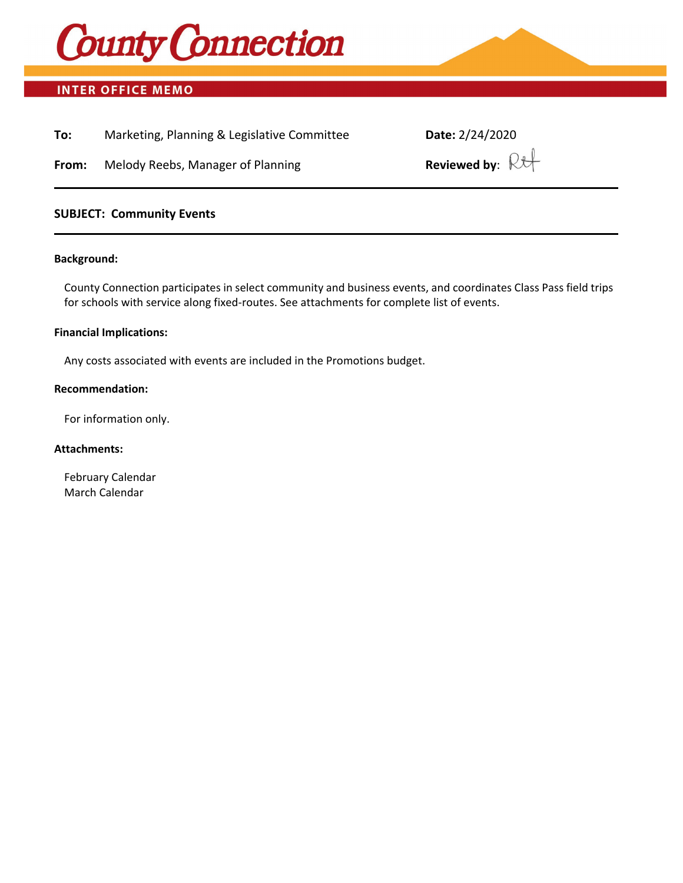# County Connection

## INTER OFFICE MEMO

**To:** Marketing, Planning & Legislative Committee

**From:** Melody Reebs, Manager of Planning

**Date:** 2/24/2020

**Reviewed by:** RH

---

**SUBJECT: Community Events**

---

**Background:**

County Connection participates in select community and business events, and coordinates Class Pass field trips for schools with service along fixed-routes. See attachments for complete list of events.

**Financial Implications:**

Any costs associated with events are included in the Promotions budget.

**Recommendation:**

For information only.

**Attachments:**

February Calendar
March Calendar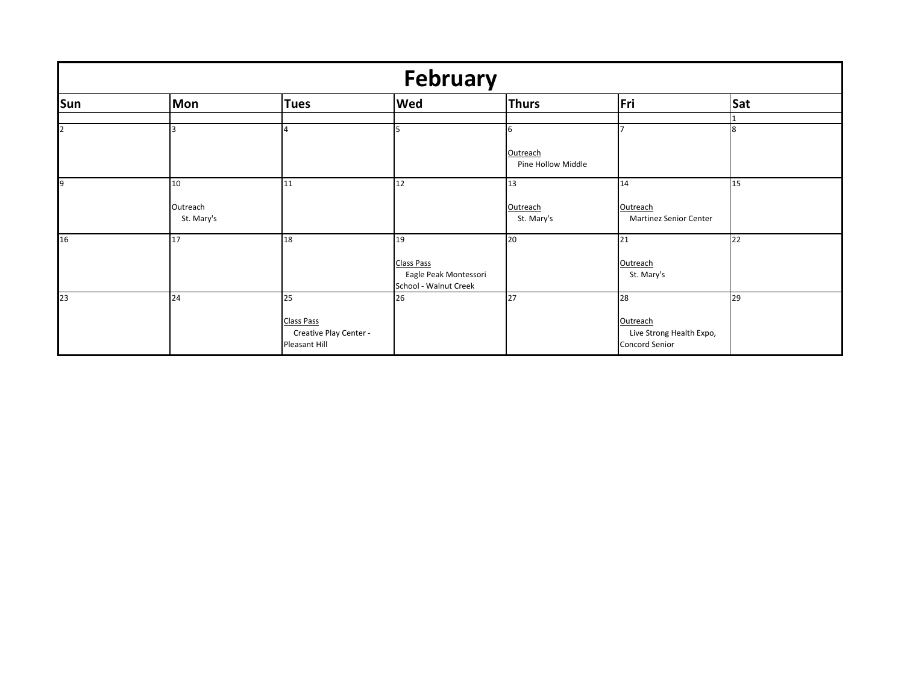# February

| Sun | Mon | Tues | Wed | Thurs | Fri | Sat |
|---|---|---|---|---|---|---|
| | | | | | | 1 |
| 2 | 3 | 4 | 5 | 6<br><br>Outreach<br>Pine Hollow Middle | 7 | 8 |
| 9 | 10<br><br>Outreach<br>St. Mary's | 11 | 12 | 13<br><br>Outreach<br>St. Mary's | 14<br><br>Outreach<br>Martinez Senior Center | 15 |
| 16 | 17 | 18 | 19<br><br>Class Pass<br>Eagle Peak Montessori School - Walnut Creek | 20 | 21<br><br>Outreach<br>St. Mary's | 22 |
| 23 | 24 | 25<br><br>Class Pass<br>Creative Play Center - Pleasant Hill | 26 | 27 | 28<br><br>Outreach<br>Live Strong Health Expo, Concord Senior | 29 |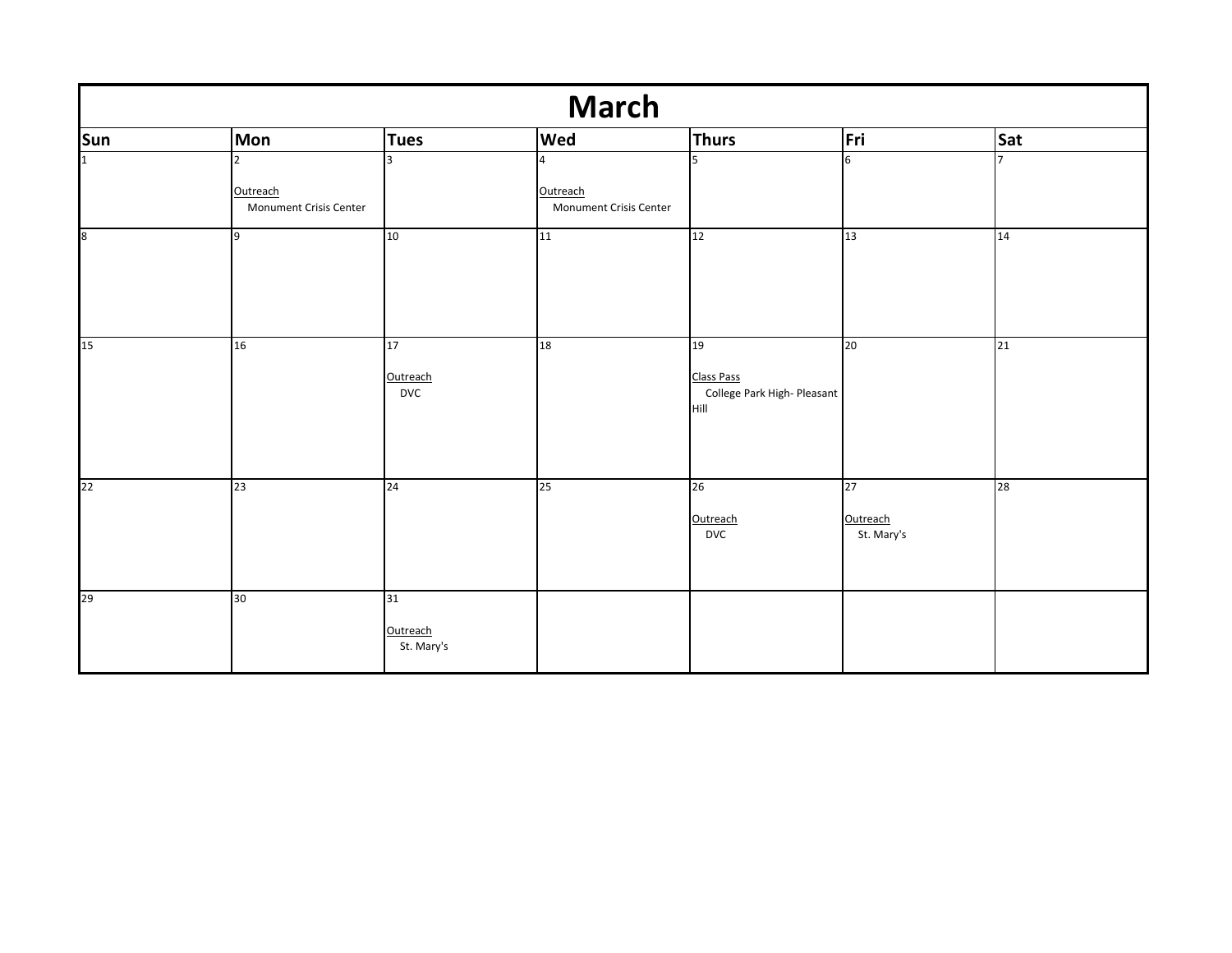# March

| Sun | Mon | Tues | Wed | Thurs | Fri | Sat |
|---|---|---|---|---|---|---|
| 1 | 2<br><br>Outreach<br>Monument Crisis Center | 3 | 4<br><br>Outreach<br>Monument Crisis Center | 5 | 6 | 7 |
| 8 | 9 | 10 | 11 | 12 | 13 | 14 |
| 15 | 16 | 17<br><br>Outreach<br>DVC | 18 | 19<br><br>Class Pass<br>College Park High- Pleasant Hill | 20 | 21 |
| 22 | 23 | 24 | 25 | 26<br><br>Outreach<br>DVC | 27<br><br>Outreach<br>St. Mary's | 28 |
| 29 | 30 | 31<br><br>Outreach<br>St. Mary's | | | | |